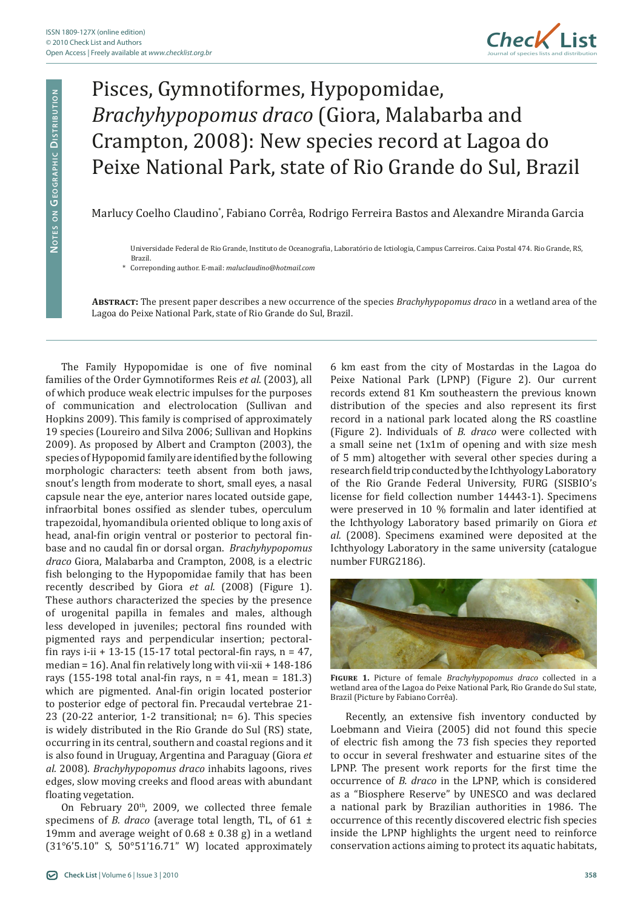# Pisces, Gymnotiformes, Hypopomidae, *Brachyhypopomus draco* (Giora, Malabarba and Crampton, 2008): New species record at Lagoa do Peixe National Park, state of Rio Grande do Sul, Brazil

Marlucy Coelho Claudino*, Fabiano Corrêa, Rodrigo Ferreira Bastos and Alexandre Miranda Garcia

Universidade Federal de Rio Grande, Instituto de Oceanografia, Laboratório de Ictiologia, Campus Carreiros. Caixa Postal 474. Rio Grande, RS, Brazil.

\* Correponding author. E-mail: *maluclaudino@hotmail.com*

**Abstract:** The present paper describes a new occurrence of the species *Brachyhypopomus draco* in a wetland area of the Lagoa do Peixe National Park, state of Rio Grande do Sul, Brazil.

The Family Hypopomidae is one of five nominal families of the Order Gymnotiformes Reis *et al*. (2003), all of which produce weak electric impulses for the purposes of communication and electrolocation (Sullivan and Hopkins 2009). This family is comprised of approximately 19 species (Loureiro and Silva 2006; Sullivan and Hopkins 2009). As proposed by Albert and Crampton (2003), the species of Hypopomid family are identified by the following morphologic characters: teeth absent from both jaws, snout's length from moderate to short, small eyes, a nasal capsule near the eye, anterior nares located outside gape, infraorbital bones ossified as slender tubes, operculum trapezoidal, hyomandibula oriented oblique to long axis of head, anal-fin origin ventral or posterior to pectoral fin-base and no caudal fin or dorsal organ. *Brachyhypopomus draco* Giora, Malabarba and Crampton, 2008, is a electric fish belonging to the Hypopomidae family that has been recently described by Giora *et al.* (2008) (Figure 1). These authors characterized the species by the presence of urogenital papilla in females and males, although less developed in juveniles; pectoral fins rounded with pigmented rays and perpendicular insertion; pectoral-fin rays i-ii + 13-15 (15-17 total pectoral-fin rays, n = 47, median = 16). Anal fin relatively long with vii-xii + 148-186 rays (155-198 total anal-fin rays, n = 41, mean = 181.3) which are pigmented. Anal-fin origin located posterior to posterior edge of pectoral fin. Precaudal vertebrae 21-23 (20-22 anterior, 1-2 transitional; n= 6). This species is widely distributed in the Rio Grande do Sul (RS) state, occurring in its central, southern and coastal regions and it is also found in Uruguay, Argentina and Paraguay (Giora *et al.* 2008). *Brachyhypopomus draco* inhabits lagoons, rives edges, slow moving creeks and flood areas with abundant floating vegetation.

On February 20th, 2009, we collected three female specimens of *B. draco* (average total length, TL, of 61 ± 19mm and average weight of 0.68 ± 0.38 g) in a wetland (31°6'5.10" S, 50°51'16.71" W) located approximately 6 km east from the city of Mostardas in the Lagoa do Peixe National Park (LPNP) (Figure 2). Our current records extend 81 Km southeastern the previous known distribution of the species and also represent its first record in a national park located along the RS coastline (Figure 2). Individuals of *B. draco* were collected with a small seine net (1x1m of opening and with size mesh of 5 mm) altogether with several other species during a research field trip conducted by the Ichthyology Laboratory of the Rio Grande Federal University, FURG (SISBIO's license for field collection number 14443-1). Specimens were preserved in 10 % formalin and later identified at the Ichthyology Laboratory based primarily on Giora *et al.* (2008). Specimens examined were deposited at the Ichthyology Laboratory in the same university (catalogue number FURG2186).

**Figure 1.** Picture of female *Brachyhypopomus draco* collected in a wetland area of the Lagoa do Peixe National Park, Rio Grande do Sul state, Brazil (Picture by Fabiano Corrêa).

Recently, an extensive fish inventory conducted by Loebmann and Vieira (2005) did not found this specie of electric fish among the 73 fish species they reported to occur in several freshwater and estuarine sites of the LPNP. The present work reports for the first time the occurrence of *B. draco* in the LPNP, which is considered as a "Biosphere Reserve" by UNESCO and was declared a national park by Brazilian authorities in 1986. The occurrence of this recently discovered electric fish species inside the LPNP highlights the urgent need to reinforce conservation actions aiming to protect its aquatic habitats,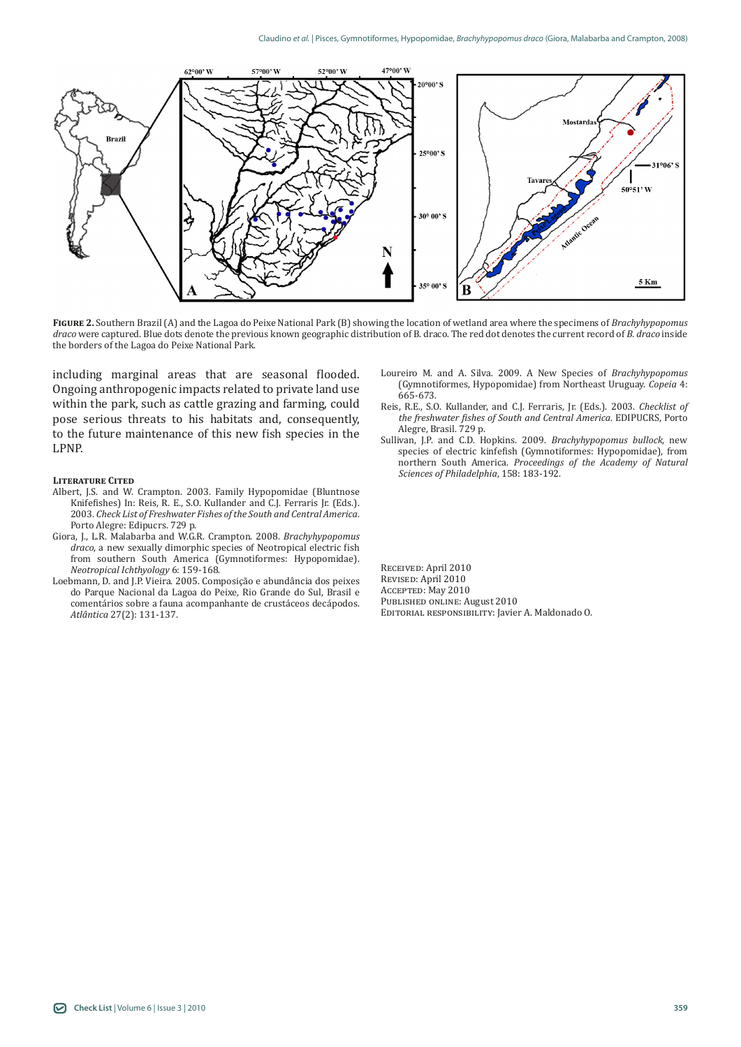62°00' W
57°00' W
52°00' W
47°00' W
20°00' S
25°00' S
30° 00' S
35° 00' S
Brazil
N
A
Mostardas
Tavares
31°06' S
50°51' W
Atlantic Ocean
5 Km
B

**Figure 2.** Southern Brazil (A) and the Lagoa do Peixe National Park (B) showing the location of wetland area where the specimens of *Brachyhypopomus draco* were captured. Blue dots denote the previous known geographic distribution of B. draco. The red dot denotes the current record of *B. draco* inside the borders of the Lagoa do Peixe National Park.

including marginal areas that are seasonal flooded. Ongoing anthropogenic impacts related to private land use within the park, such as cattle grazing and farming, could pose serious threats to his habitats and, consequently, to the future maintenance of this new fish species in the LPNP.

## Literature Cited

Albert, J.S. and W. Crampton. 2003. Family Hypopomidae (Bluntnose Knifefishes) In: Reis, R. E., S.O. Kullander and C.J. Ferraris Jr. (Eds.). 2003. *Check List of Freshwater Fishes of the South and Central America*. Porto Alegre: Edipucrs. 729 p.

Giora, J., L.R. Malabarba and W.G.R. Crampton. 2008. *Brachyhypopomus draco*, a new sexually dimorphic species of Neotropical electric fish from southern South America (Gymnotiformes: Hypopomidae). *Neotropical Ichthyology* 6: 159-168.

Loebmann, D. and J.P. Vieira. 2005. Composição e abundância dos peixes do Parque Nacional da Lagoa do Peixe, Rio Grande do Sul, Brasil e comentários sobre a fauna acompanhante de crustáceos decápodos. *Atlântica* 27(2): 131-137.

Loureiro M. and A. Silva. 2009. A New Species of *Brachyhypopomus* (Gymnotiformes, Hypopomidae) from Northeast Uruguay. *Copeia* 4: 665-673.

Reis, R.E., S.O. Kullander, and C.J. Ferraris, Jr. (Eds.). 2003. *Checklist of the freshwater fishes of South and Central America*. EDIPUCRS, Porto Alegre, Brasil. 729 p.

Sullivan, J.P. and C.D. Hopkins. 2009. *Brachyhypopomus bullock*, new species of electric kinfefish (Gymnotiformes: Hypopomidae), from northern South America. *Proceedings of the Academy of Natural Sciences of Philadelphia*, 158: 183-192.

Received: April 2010
Revised: April 2010
Accepted: May 2010
Published online: August 2010
Editorial responsibility: Javier A. Maldonado O.